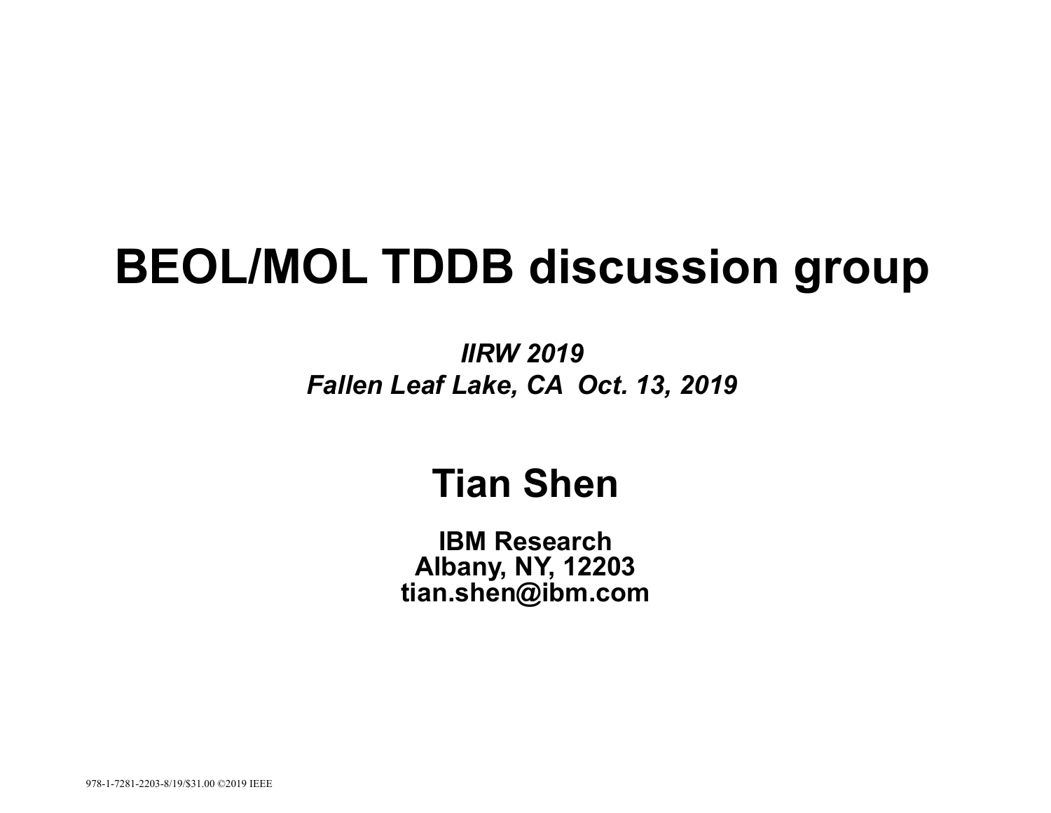# BEOL/MOL TDDB discussion group

***IIRW 2019***
***Fallen Leaf Lake, CA Oct. 13, 2019***

## Tian Shen

**IBM Research**
**Albany, NY, 12203**
**tian.shen@ibm.com**

978-1-7281-2203-8/19/$31.00 ©2019 IEEE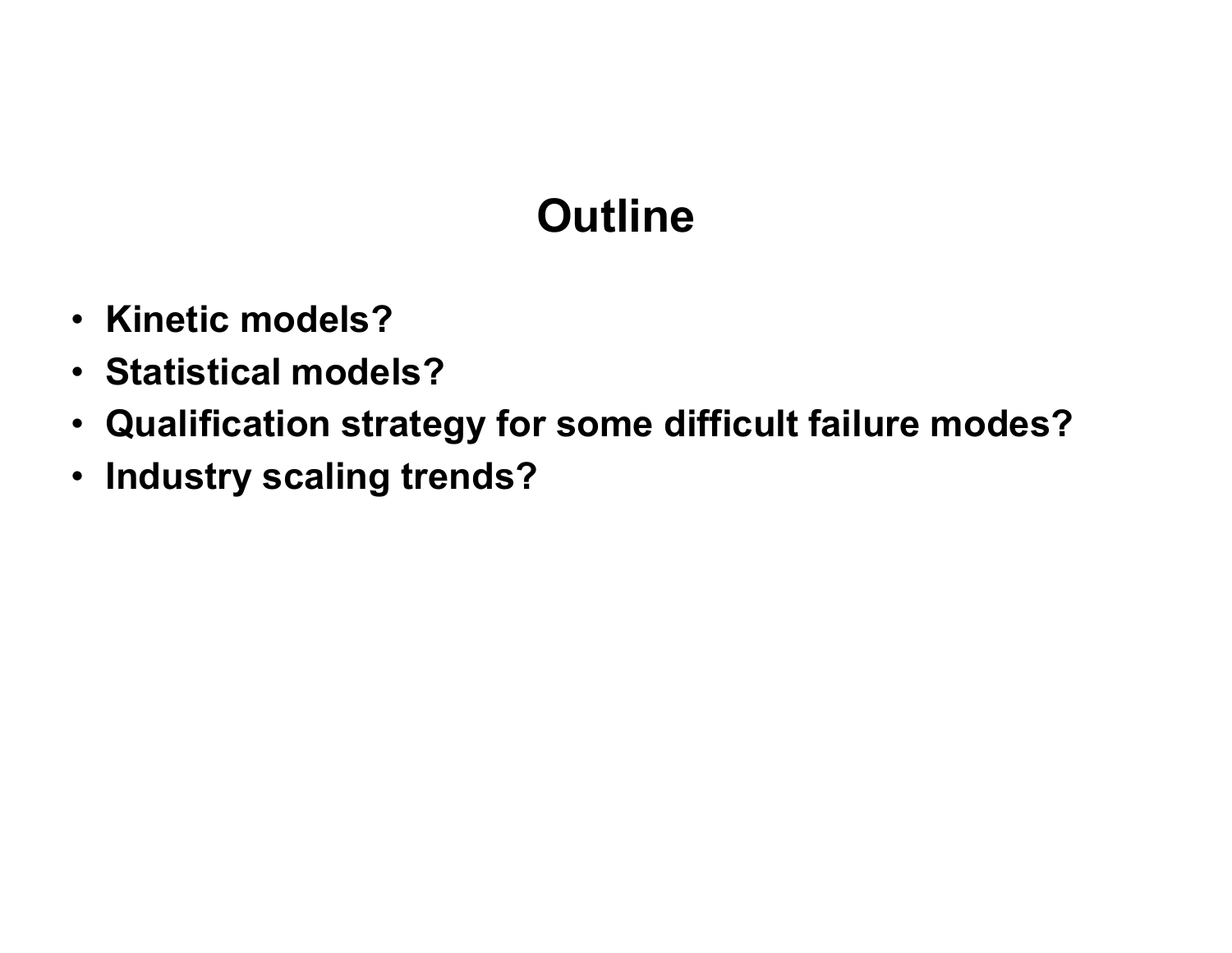# Outline

- **Kinetic models?**
- **Statistical models?**
- **Qualification strategy for some difficult failure modes?**
- **Industry scaling trends?**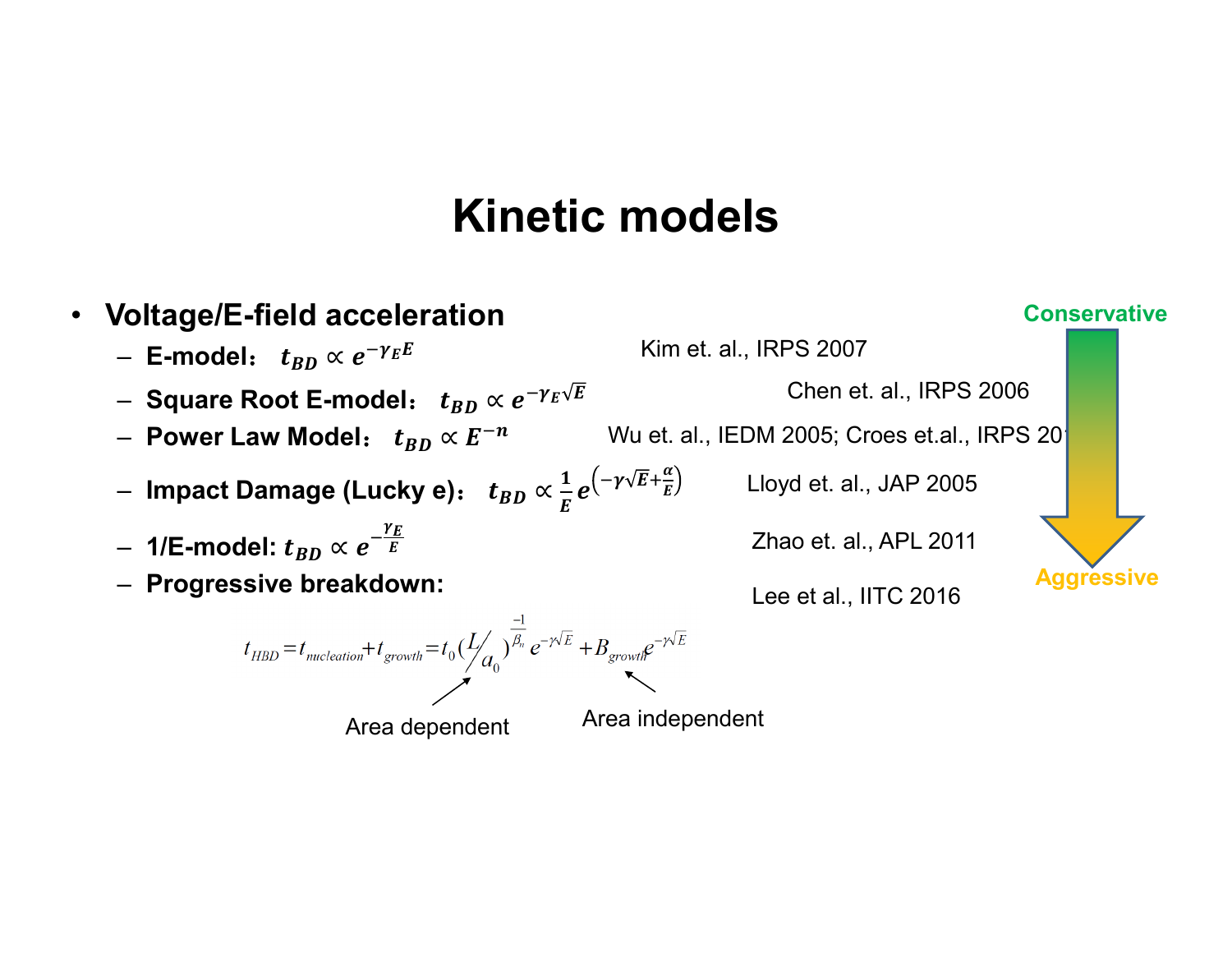# Kinetic models

- **Voltage/E-field acceleration**
  - **E-model：** $t_{BD} \propto e^{-\gamma_E E}$ — Kim et. al., IRPS 2007
  - **Square Root E-model：** $t_{BD} \propto e^{-\gamma_E \sqrt{E}}$ — Chen et. al., IRPS 2006
  - **Power Law Model：** $t_{BD} \propto E^{-n}$ — Wu et. al., IEDM 2005; Croes et.al., IRPS 201
  - **Impact Damage (Lucky e)：** $t_{BD} \propto \frac{1}{E} e^{\left(-\gamma\sqrt{E}+\frac{\alpha}{E}\right)}$ — Lloyd et. al., JAP 2005
  - **1/E-model:** $t_{BD} \propto e^{-\frac{\gamma_E}{E}}$ — Zhao et. al., APL 2011
  - **Progressive breakdown:** — Lee et al., IITC 2016

$$t_{HBD} = t_{nucleation} + t_{growth} = t_0 (L/a_0)^{\frac{-1}{\beta_n}} e^{-\gamma\sqrt{E}} + B_{growth} e^{-\gamma\sqrt{E}}$$

Area dependent — Area independent

Conservative → Aggressive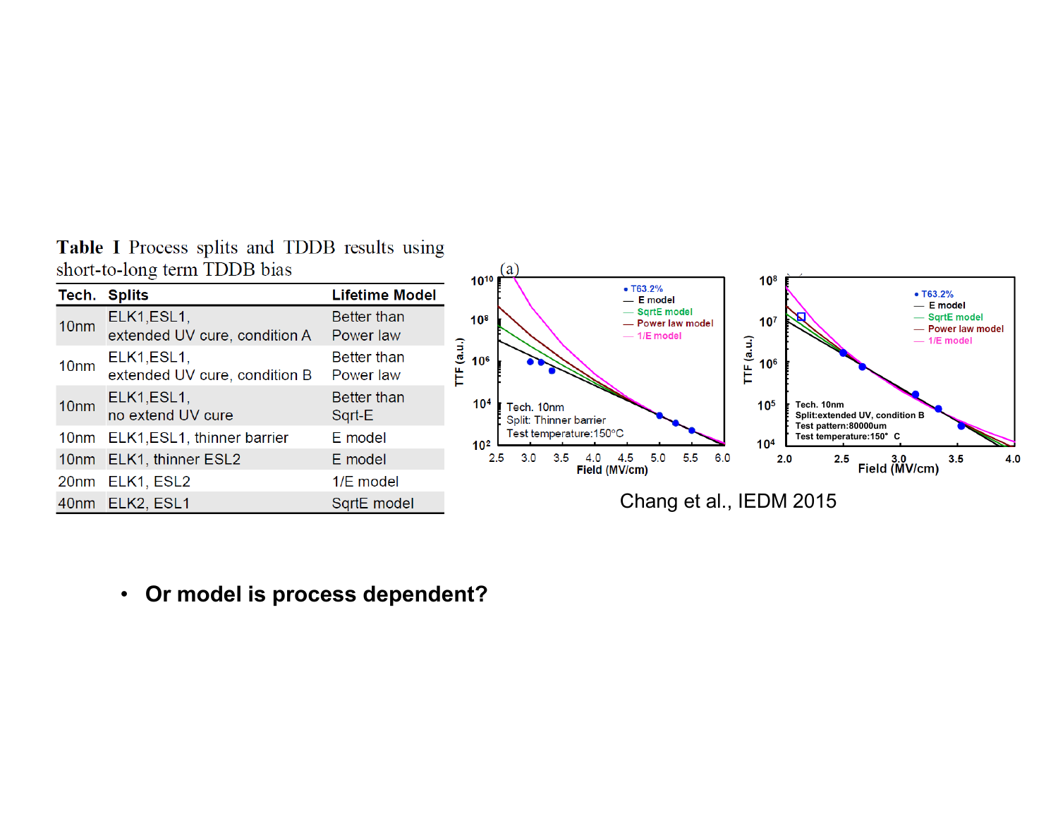**Table I** Process splits and TDDB results using short-to-long term TDDB bias

| Tech. | Splits | Lifetime Model |
|---|---|---|
| 10nm | ELK1,ESL1, extended UV cure, condition A | Better than Power law |
| 10nm | ELK1,ESL1, extended UV cure, condition B | Better than Power law |
| 10nm | ELK1,ESL1, no extend UV cure | Better than Sqrt-E |
| 10nm | ELK1,ESL1, thinner barrier | E model |
| 10nm | ELK1, thinner ESL2 | E model |
| 20nm | ELK1, ESL2 | 1/E model |
| 40nm | ELK2, ESL1 | SqrtE model |

Chang et al., IEDM 2015

- **Or model is process dependent?**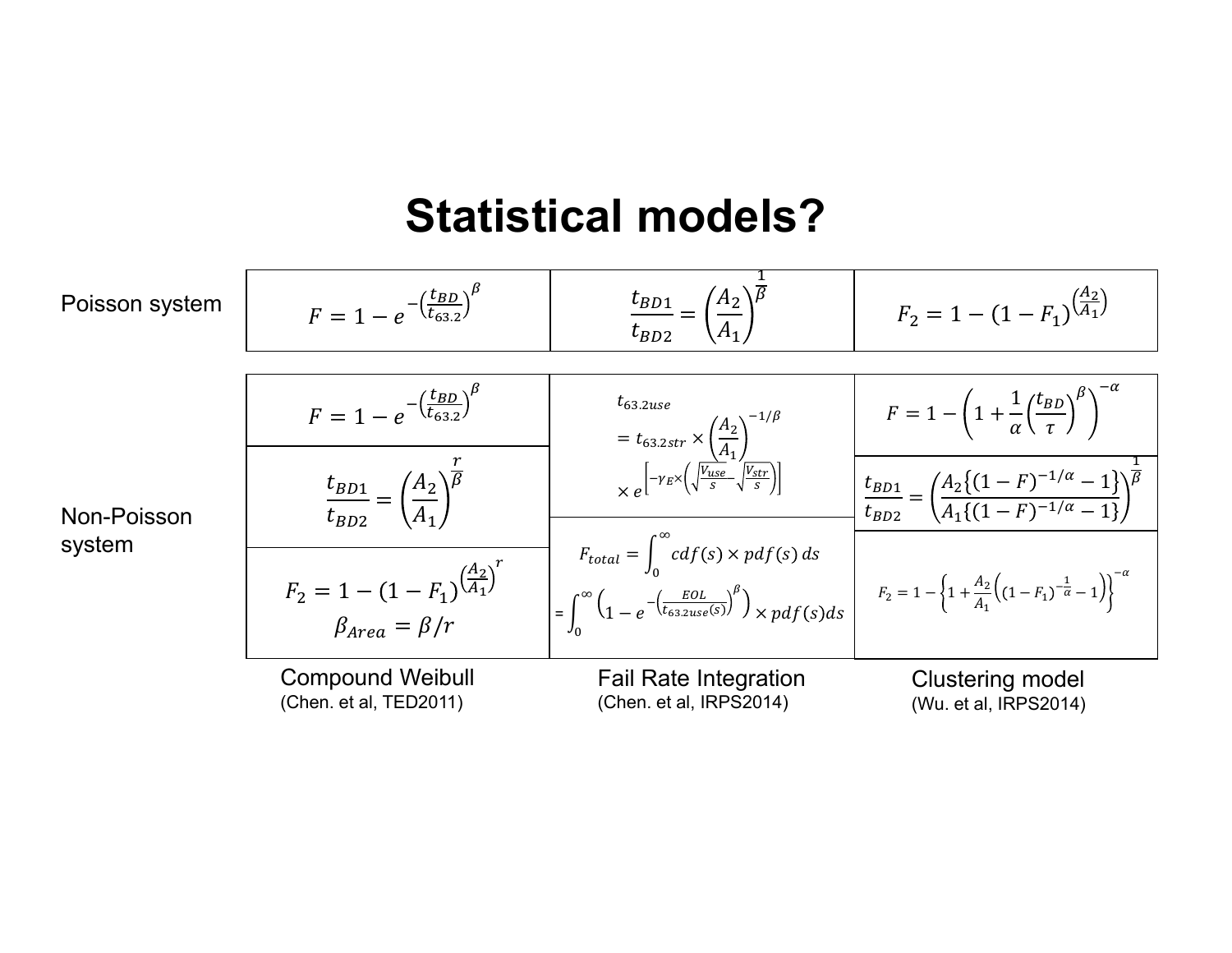# Statistical models?

| | Compound Weibull (Chen. et al, TED2011) | Fail Rate Integration (Chen. et al, IRPS2014) | Clustering model (Wu. et al, IRPS2014) |
|---|---|---|---|
| Poisson system | $F = 1 - e^{-\left(\frac{t_{BD}}{t_{63.2}}\right)^{\beta}}$ | $\frac{t_{BD1}}{t_{BD2}} = \left(\frac{A_2}{A_1}\right)^{\frac{1}{\beta}}$ | $F_2 = 1 - (1 - F_1)^{\left(\frac{A_2}{A_1}\right)}$ |
| Non-Poisson system | $F = 1 - e^{-\left(\frac{t_{BD}}{t_{63.2}}\right)^{\beta}}$ | $t_{63.2use} = t_{63.2str} \times \left(\frac{A_2}{A_1}\right)^{-1/\beta} \times e^{\left[-\gamma_E \times \left(\sqrt{\frac{V_{use}}{S}} - \sqrt{\frac{V_{str}}{S}}\right)\right]}$ | $F = 1 - \left(1 + \frac{1}{\alpha}\left(\frac{t_{BD}}{\tau}\right)^{\beta}\right)^{-\alpha}$ |
| | $\frac{t_{BD1}}{t_{BD2}} = \left(\frac{A_2}{A_1}\right)^{\frac{r}{\beta}}$ | | $\frac{t_{BD1}}{t_{BD2}} = \left(\frac{A_2\{(1-F)^{-1/\alpha} - 1\}}{A_1\{(1-F)^{-1/\alpha} - 1\}}\right)^{\frac{1}{\beta}}$ |
| | $F_2 = 1 - (1 - F_1)^{\left(\frac{A_2}{A_1}\right)^{r}}$ <br> $\beta_{Area} = \beta / r$ | $F_{total} = \int_0^{\infty} cdf(s) \times pdf(s)\, ds = \int_0^{\infty} \left(1 - e^{-\left(\frac{EOL}{t_{63.2use}(s)}\right)^{\beta}}\right) \times pdf(s) ds$ | $F_2 = 1 - \left\{1 + \frac{A_2}{A_1}\left((1 - F_1)^{-\frac{1}{\alpha}} - 1\right)\right\}^{-\alpha}$ |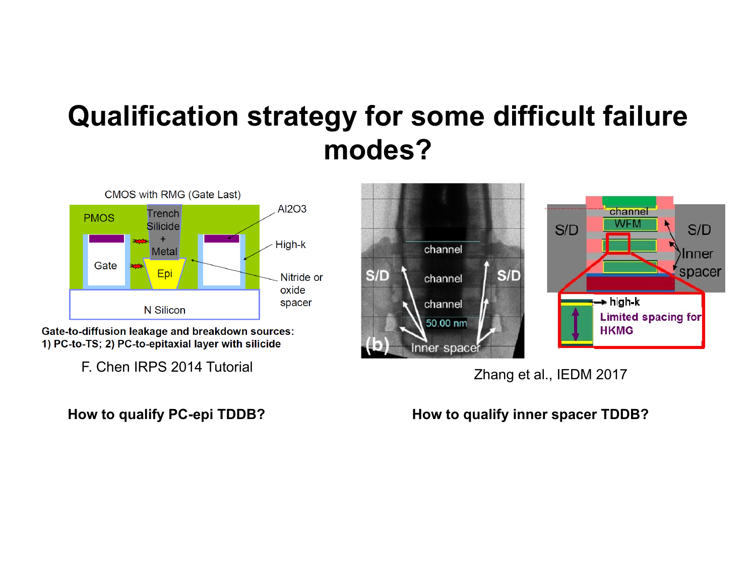# Qualification strategy for some difficult failure modes?

CMOS with RMG (Gate Last)

**Gate-to-diffusion leakage and breakdown sources:**
**1) PC-to-TS; 2) PC-to-epitaxial layer with silicide**

F. Chen IRPS 2014 Tutorial

Zhang et al., IEDM 2017

**How to qualify PC-epi TDDB?**

**How to qualify inner spacer TDDB?**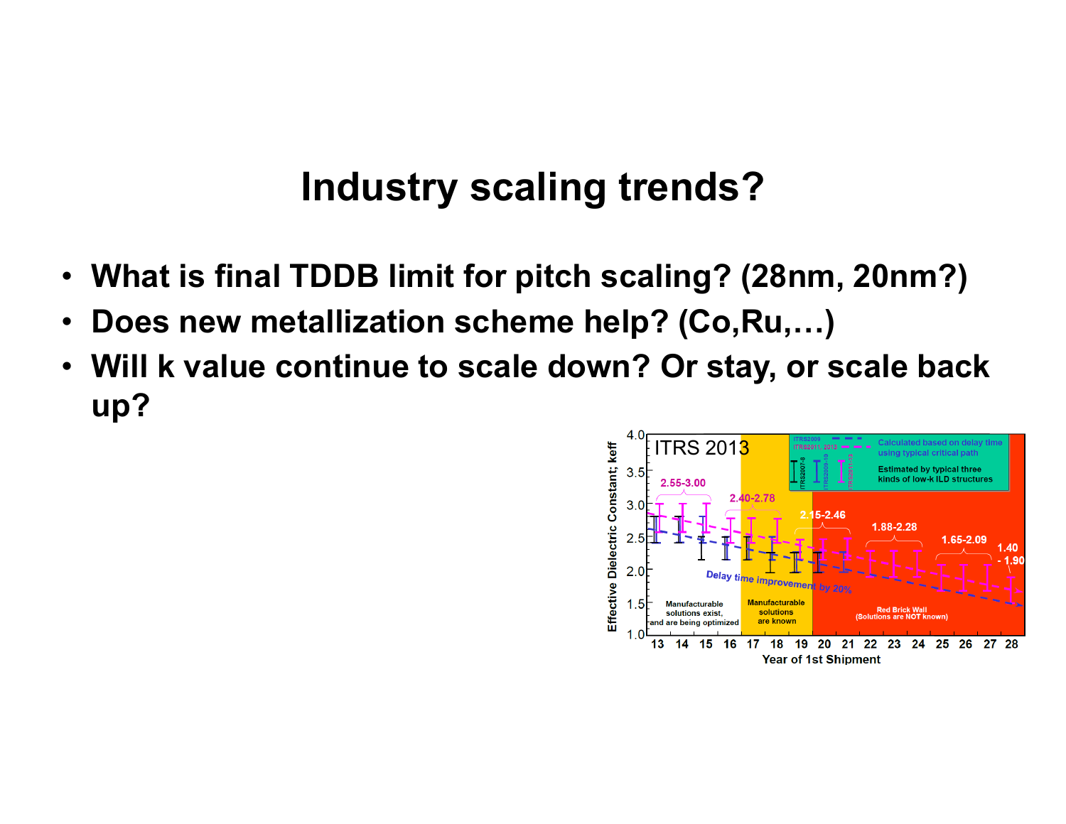# Industry scaling trends?

- What is final TDDB limit for pitch scaling? (28nm, 20nm?)
- Does new metallization scheme help? (Co,Ru,…)
- Will k value continue to scale down? Or stay, or scale back up?

ITRS 2013

Effective Dielectric Constant; keff

4.0
3.5
3.0
2.5
2.0
1.5
1.0

Year of 1st Shipment

13 14 15 16 17 18 19 20 21 22 23 24 25 26 27 28

ITRS2009
ITRS2011, 2013
Calculated based on delay time using typical critical path

ITRS2007-8
ITRS2009-10
ITRS2011-13
Estimated by typical three kinds of low-k ILD structures

2.55-3.00
2.40-2.78
2.15-2.46
1.88-2.28
1.65-2.09
1.40 - 1.90

Delay time improvement by 20%

Manufacturable solutions exist, and are being optimized

Manufacturable solutions are known

Red Brick Wall (Solutions are NOT known)